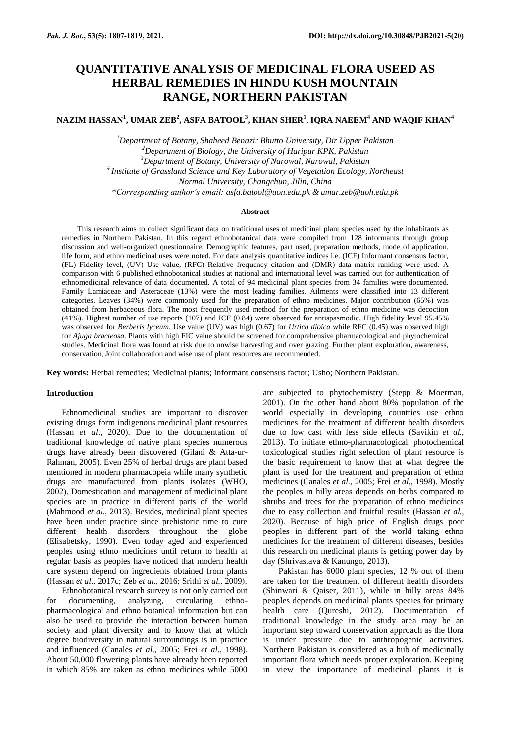# QUANTITATIVE ANALYSIS OF MEDICINAL FLORA USEED AS HERBAL REMEDIES IN HINDU KUSH MOUNTAIN RANGE, NORTHERN PAKISTAN

**NAZIM HASSAN[1], UMAR ZEB[2], ASFA BATOOL[3], KHAN SHER[1], IQRA NAEEM[4] AND WAQIF KHAN[4]**

[1]*Department of Botany, Shaheed Benazir Bhutto University, Dir Upper Pakistan*
[2]*Department of Biology, the University of Haripur KPK, Pakistan*
[3]*Department of Botany, University of Narowal, Narowal, Pakistan*
[4] *Institute of Grassland Science and Key Laboratory of Vegetation Ecology, Northeast Normal University, Changchun, Jilin, China*
\**Corresponding author's email: asfa.batool@uon.edu.pk & umar.zeb@uoh.edu.pk*

### Abstract

This research aims to collect significant data on traditional uses of medicinal plant species used by the inhabitants as remedies in Northern Pakistan. In this regard ethnobotanical data were compiled from 128 informants through group discussion and well-organized questionnaire. Demographic features, part used, preparation methods, mode of application, life form, and ethno medicinal uses were noted. For data analysis quantitative indices i.e. (ICF) Informant consensus factor, (FL) Fidelity level, (UV) Use value, (RFC) Relative frequency citation and (DMR) data matrix ranking were used. A comparison with 6 published ethnobotanical studies at national and international level was carried out for authentication of ethnomedicinal relevance of data documented. A total of 94 medicinal plant species from 34 families were documented. Family Lamiaceae and Asteraceae (13%) were the most leading families. Ailments were classified into 13 different categories. Leaves (34%) were commonly used for the preparation of ethno medicines. Major contribution (65%) was obtained from herbaceous flora. The most frequently used method for the preparation of ethno medicine was decoction (41%). Highest number of use reports (107) and ICF (0.84) were observed for antispasmodic. High fidelity level 95.45% was observed for *Berberis lyceum*. Use value (UV) was high (0.67) for *Urtica dioica* while RFC (0.45) was observed high for *Ajuga bracteosa*. Plants with high FIC value should be screened for comprehensive pharmacological and phytochemical studies. Medicinal flora was found at risk due to unwise harvesting and over grazing. Further plant exploration, awareness, conservation, Joint collaboration and wise use of plant resources are recommended.

**Key words:** Herbal remedies; Medicinal plants; Informant consensus factor; Usho; Northern Pakistan.

## Introduction

Ethnomedicinal studies are important to discover existing drugs form indigenous medicinal plant resources (Hassan *et al*., 2020). Due to the documentation of traditional knowledge of native plant species numerous drugs have already been discovered (Gilani & Atta-ur-Rahman, 2005). Even 25% of herbal drugs are plant based mentioned in modern pharmacopeia while many synthetic drugs are manufactured from plants isolates (WHO, 2002). Domestication and management of medicinal plant species are in practice in different parts of the world (Mahmood *et al.*, 2013). Besides, medicinal plant species have been under practice since prehistoric time to cure different health disorders throughout the globe (Elisabetsky, 1990). Even today aged and experienced peoples using ethno medicines until return to health at regular basis as peoples have noticed that modern health care system depend on ingredients obtained from plants (Hassan *et al*., 2017c; Zeb *et al.,* 2016; Srithi *et al.*, 2009).

Ethnobotanical research survey is not only carried out for documenting, analyzing, circulating ethno-pharmacological and ethno botanical information but can also be used to provide the interaction between human society and plant diversity and to know that at which degree biodiversity in natural surroundings is in practice and influenced (Canales *et al*., 2005; Frei *et al*., 1998). About 50,000 flowering plants have already been reported in which 85% are taken as ethno medicines while 5000 are subjected to phytochemistry (Stepp & Moerman, 2001). On the other hand about 80% population of the world especially in developing countries use ethno medicines for the treatment of different health disorders due to low cast with less side effects (Savikin *et al*., 2013). To initiate ethno-pharmacological, photochemical toxicological studies right selection of plant resource is the basic requirement to know that at what degree the plant is used for the treatment and preparation of ethno medicines (Canales *et al.*, 2005; Frei *et al*., 1998). Mostly the peoples in hilly areas depends on herbs compared to shrubs and trees for the preparation of ethno medicines due to easy collection and fruitful results (Hassan *et al.*, 2020). Because of high price of English drugs poor peoples in different part of the world taking ethno medicines for the treatment of different diseases, besides this research on medicinal plants is getting power day by day (Shrivastava & Kanungo, 2013).

Pakistan has 6000 plant species, 12 % out of them are taken for the treatment of different health disorders (Shinwari & Qaiser, 2011), while in hilly areas 84% peoples depends on medicinal plants species for primary health care (Qureshi, 2012). Documentation of traditional knowledge in the study area may be an important step toward conservation approach as the flora is under pressure due to anthropogenic activities. Northern Pakistan is considered as a hub of medicinally important flora which needs proper exploration. Keeping in view the importance of medicinal plants it is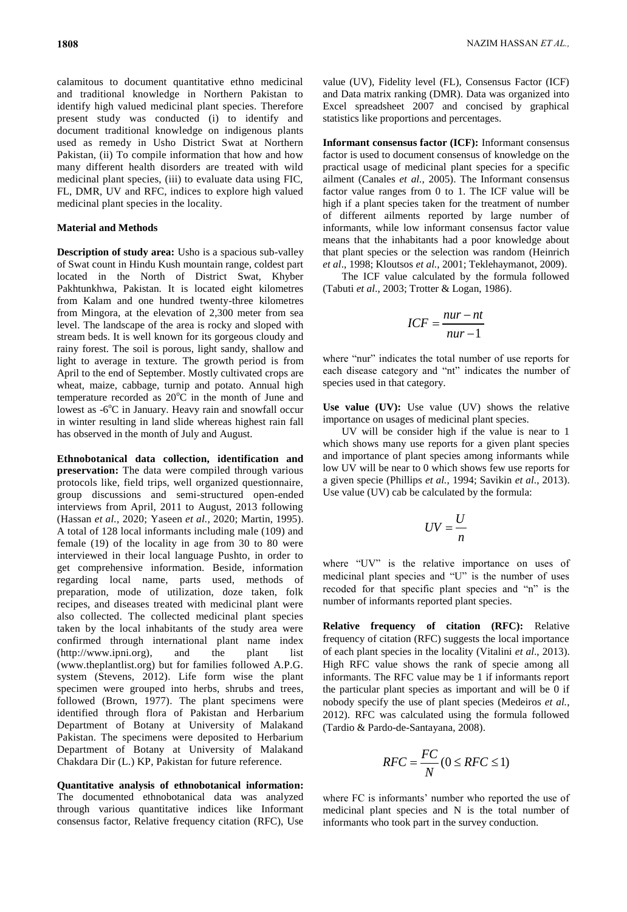calamitous to document quantitative ethno medicinal and traditional knowledge in Northern Pakistan to identify high valued medicinal plant species. Therefore present study was conducted (i) to identify and document traditional knowledge on indigenous plants used as remedy in Usho District Swat at Northern Pakistan, (ii) To compile information that how and how many different health disorders are treated with wild medicinal plant species, (iii) to evaluate data using FIC, FL, DMR, UV and RFC, indices to explore high valued medicinal plant species in the locality.

## Material and Methods

**Description of study area:** Usho is a spacious sub-valley of Swat count in Hindu Kush mountain range, coldest part located in the North of District Swat, Khyber Pakhtunkhwa, Pakistan. It is located eight kilometres from Kalam and one hundred twenty-three kilometres from Mingora, at the elevation of 2,300 meter from sea level. The landscape of the area is rocky and sloped with stream beds. It is well known for its gorgeous cloudy and rainy forest. The soil is porous, light sandy, shallow and light to average in texture. The growth period is from April to the end of September. Mostly cultivated crops are wheat, maize, cabbage, turnip and potato. Annual high temperature recorded as 20°C in the month of June and lowest as -6°C in January. Heavy rain and snowfall occur in winter resulting in land slide whereas highest rain fall has observed in the month of July and August.

**Ethnobotanical data collection, identification and preservation:** The data were compiled through various protocols like, field trips, well organized questionnaire, group discussions and semi-structured open-ended interviews from April, 2011 to August, 2013 following (Hassan *et al.*, 2020; Yaseen *et al.*, 2020; Martin, 1995). A total of 128 local informants including male (109) and female (19) of the locality in age from 30 to 80 were interviewed in their local language Pushto, in order to get comprehensive information. Beside, information regarding local name, parts used, methods of preparation, mode of utilization, doze taken, folk recipes, and diseases treated with medicinal plant were also collected. The collected medicinal plant species taken by the local inhabitants of the study area were confirmed through international plant name index (http://www.ipni.org), and the plant list (www.theplantlist.org) but for families followed A.P.G. system (Stevens, 2012). Life form wise the plant specimen were grouped into herbs, shrubs and trees, followed (Brown, 1977). The plant specimens were identified through flora of Pakistan and Herbarium Department of Botany at University of Malakand Pakistan. The specimens were deposited to Herbarium Department of Botany at University of Malakand Chakdara Dir (L.) KP, Pakistan for future reference.

**Quantitative analysis of ethnobotanical information:** The documented ethnobotanical data was analyzed through various quantitative indices like Informant consensus factor, Relative frequency citation (RFC), Use value (UV), Fidelity level (FL), Consensus Factor (ICF) and Data matrix ranking (DMR). Data was organized into Excel spreadsheet 2007 and concised by graphical statistics like proportions and percentages.

**Informant consensus factor (ICF):** Informant consensus factor is used to document consensus of knowledge on the practical usage of medicinal plant species for a specific ailment (Canales *et al.*, 2005). The Informant consensus factor value ranges from 0 to 1. The ICF value will be high if a plant species taken for the treatment of number of different ailments reported by large number of informants, while low informant consensus factor value means that the inhabitants had a poor knowledge about that plant species or the selection was random (Heinrich *et al*., 1998; Kloutsos *et al.*, 2001; Teklehaymanot, 2009).

The ICF value calculated by the formula followed (Tabuti *et al*., 2003; Trotter & Logan, 1986).

$$ICF = \frac{nur - nt}{nur - 1}$$

where "nur" indicates the total number of use reports for each disease category and "nt" indicates the number of species used in that category.

**Use value (UV):** Use value (UV) shows the relative importance on usages of medicinal plant species.

UV will be consider high if the value is near to 1 which shows many use reports for a given plant species and importance of plant species among informants while low UV will be near to 0 which shows few use reports for a given specie (Phillips *et al.*, 1994; Savikin *et al*., 2013). Use value (UV) cab be calculated by the formula:

$$UV = \frac{U}{n}$$

where "UV" is the relative importance on uses of medicinal plant species and "U" is the number of uses recoded for that specific plant species and "n" is the number of informants reported plant species.

**Relative frequency of citation (RFC):** Relative frequency of citation (RFC) suggests the local importance of each plant species in the locality (Vitalini *et al*., 2013). High RFC value shows the rank of specie among all informants. The RFC value may be 1 if informants report the particular plant species as important and will be 0 if nobody specify the use of plant species (Medeiros *et al.*, 2012). RFC was calculated using the formula followed (Tardio & Pardo-de-Santayana, 2008).

$$RFC = \frac{FC}{N} (0 \leq RFC \leq 1)$$

where FC is informants' number who reported the use of medicinal plant species and N is the total number of informants who took part in the survey conduction.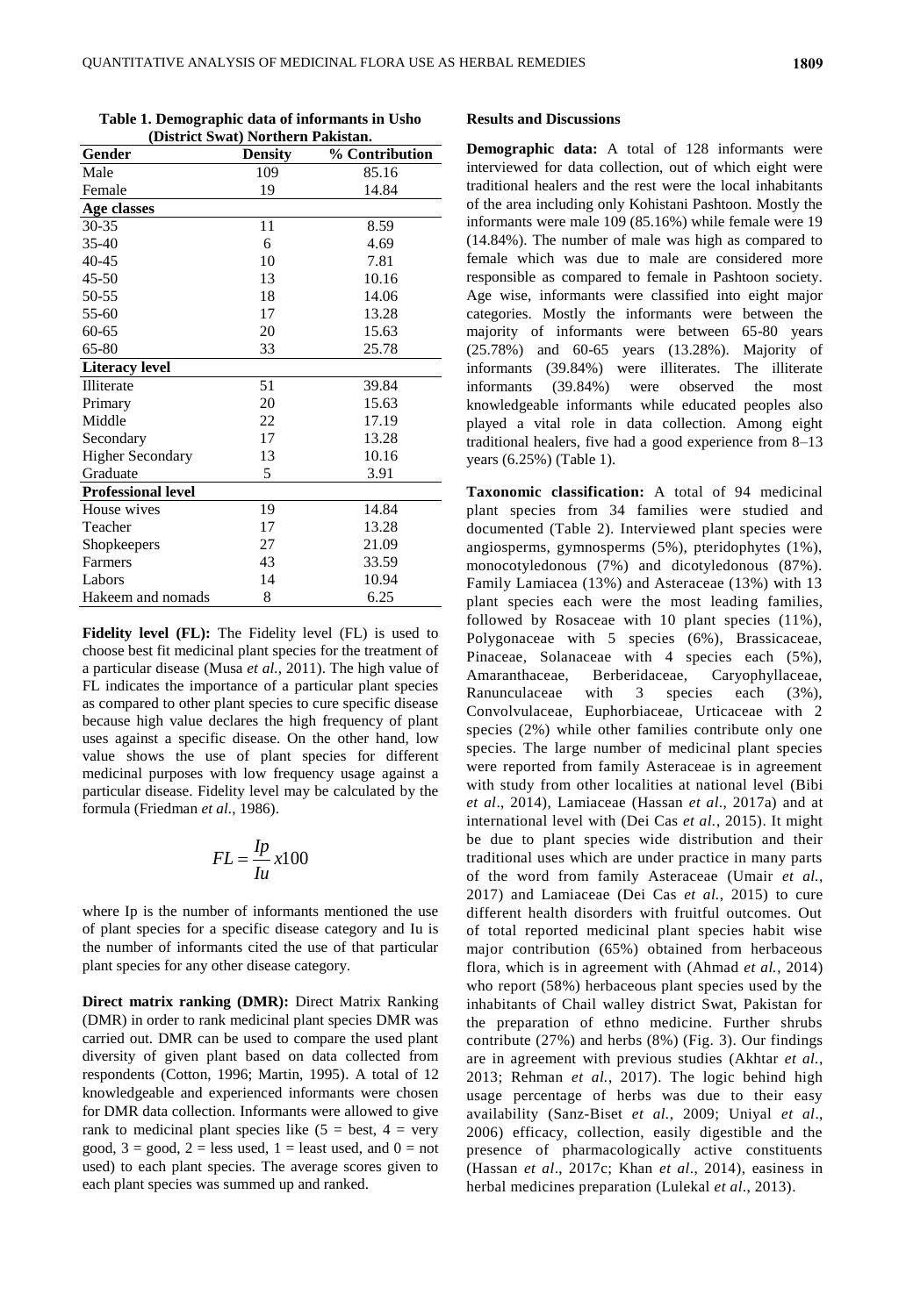**Table 1. Demographic data of informants in Usho (District Swat) Northern Pakistan.**

| Gender | Density | % Contribution |
|---|---|---|
| Male | 109 | 85.16 |
| Female | 19 | 14.84 |
| **Age classes** | | |
| 30-35 | 11 | 8.59 |
| 35-40 | 6 | 4.69 |
| 40-45 | 10 | 7.81 |
| 45-50 | 13 | 10.16 |
| 50-55 | 18 | 14.06 |
| 55-60 | 17 | 13.28 |
| 60-65 | 20 | 15.63 |
| 65-80 | 33 | 25.78 |
| **Literacy level** | | |
| Illiterate | 51 | 39.84 |
| Primary | 20 | 15.63 |
| Middle | 22 | 17.19 |
| Secondary | 17 | 13.28 |
| Higher Secondary | 13 | 10.16 |
| Graduate | 5 | 3.91 |
| **Professional level** | | |
| House wives | 19 | 14.84 |
| Teacher | 17 | 13.28 |
| Shopkeepers | 27 | 21.09 |
| Farmers | 43 | 33.59 |
| Labors | 14 | 10.94 |
| Hakeem and nomads | 8 | 6.25 |

**Fidelity level (FL):** The Fidelity level (FL) is used to choose best fit medicinal plant species for the treatment of a particular disease (Musa *et al.,* 2011). The high value of FL indicates the importance of a particular plant species as compared to other plant species to cure specific disease because high value declares the high frequency of plant uses against a specific disease. On the other hand, low value shows the use of plant species for different medicinal purposes with low frequency usage against a particular disease. Fidelity level may be calculated by the formula (Friedman *et al.,* 1986).

$$FL = \frac{Ip}{Iu} x100$$

where Ip is the number of informants mentioned the use of plant species for a specific disease category and Iu is the number of informants cited the use of that particular plant species for any other disease category.

**Direct matrix ranking (DMR):** Direct Matrix Ranking (DMR) in order to rank medicinal plant species DMR was carried out. DMR can be used to compare the used plant diversity of given plant based on data collected from respondents (Cotton, 1996; Martin, 1995). A total of 12 knowledgeable and experienced informants were chosen for DMR data collection. Informants were allowed to give rank to medicinal plant species like (5 = best, 4 = very good, 3 = good, 2 = less used, 1 = least used, and 0 = not used) to each plant species. The average scores given to each plant species was summed up and ranked.

## Results and Discussions

**Demographic data:** A total of 128 informants were interviewed for data collection, out of which eight were traditional healers and the rest were the local inhabitants of the area including only Kohistani Pashtoon. Mostly the informants were male 109 (85.16%) while female were 19 (14.84%). The number of male was high as compared to female which was due to male are considered more responsible as compared to female in Pashtoon society. Age wise, informants were classified into eight major categories. Mostly the informants were between the majority of informants were between 65-80 years (25.78%) and 60-65 years (13.28%). Majority of informants (39.84%) were illiterates. The illiterate informants (39.84%) were observed the most knowledgeable informants while educated peoples also played a vital role in data collection. Among eight traditional healers, five had a good experience from 8–13 years (6.25%) (Table 1).

**Taxonomic classification:** A total of 94 medicinal plant species from 34 families were studied and documented (Table 2). Interviewed plant species were angiosperms, gymnosperms (5%), pteridophytes (1%), monocotyledonous (7%) and dicotyledonous (87%). Family Lamiacea (13%) and Asteraceae (13%) with 13 plant species each were the most leading families, followed by Rosaceae with 10 plant species (11%), Polygonaceae with 5 species (6%), Brassicaceae, Pinaceae, Solanaceae with 4 species each (5%), Amaranthaceae, Berberidaceae, Caryophyllaceae, Ranunculaceae with 3 species each (3%), Convolvulaceae, Euphorbiaceae, Urticaceae with 2 species (2%) while other families contribute only one species. The large number of medicinal plant species were reported from family Asteraceae is in agreement with study from other localities at national level (Bibi *et al*., 2014), Lamiaceae (Hassan *et al*., 2017a) and at international level with (Dei Cas *et al.*, 2015). It might be due to plant species wide distribution and their traditional uses which are under practice in many parts of the word from family Asteraceae (Umair *et al.*, 2017) and Lamiaceae (Dei Cas *et al.*, 2015) to cure different health disorders with fruitful outcomes. Out of total reported medicinal plant species habit wise major contribution (65%) obtained from herbaceous flora, which is in agreement with (Ahmad *et al.*, 2014) who report (58%) herbaceous plant species used by the inhabitants of Chail walley district Swat, Pakistan for the preparation of ethno medicine. Further shrubs contribute (27%) and herbs (8%) (Fig. 3). Our findings are in agreement with previous studies (Akhtar *et al.*, 2013; Rehman *et al.*, 2017). The logic behind high usage percentage of herbs was due to their easy availability (Sanz-Biset *et al.*, 2009; Uniyal *et al*., 2006) efficacy, collection, easily digestible and the presence of pharmacologically active constituents (Hassan *et al*., 2017c; Khan *et al*., 2014), easiness in herbal medicines preparation (Lulekal *et al*., 2013).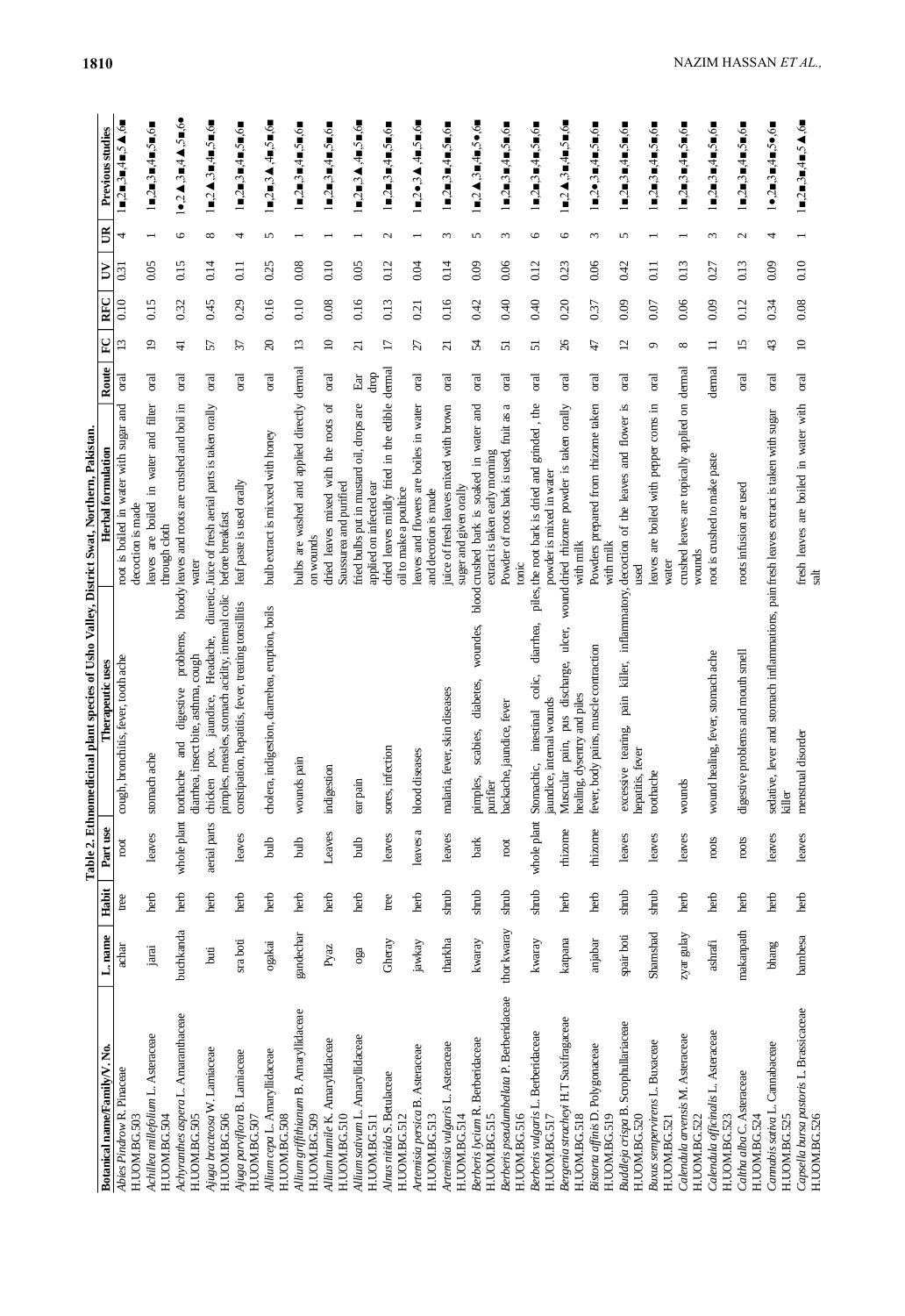**Table 2. Ethnomedicinal plant species of Usho Valley, District Swat, Northern, Pakistan.**

| Botanical name/Family/V. No. | L. name | Habit | Part use | Therapeutic uses | Herbal formulation | Route | FC | RFC | UV | UR | Previous studies |
|---|---|---|---|---|---|---|---|---|---|---|---|
| *Abies Pindrow* R. Pinaceae H.UOM.BG.503 | achar | tree | root | cough, bronchitis, fever, tooth ache | root is boiled in water with sugar and decoction is made | oral | 13 | 0.10 | 0.31 | 4 | 1■,2■,3■,4■,5▲,6■ |
| *Achillea millefolium* L. Asteraceae H.UOM.BG.504 | jarai | herb | leaves | stomach ache | leaves are boiled in water and filter through cloth | oral | 19 | 0.15 | 0.05 | 1 | 1■,2■,3■,4■,5■,6■ |
| *Achyranthes aspera* L. Amaranthaceae H.UOM.BG.505 | buchkanda | herb | whole plant | toothache and digestive problems, bloody diarrhea, insect bite, asthma, cough | leaves and roots are crushed and boil in water | oral | 41 | 0.32 | 0.15 | 6 | 1●,2▲,3■,4▲,5■,6● |
| *Ajuga bracteosa* W. Lamiaceae H.UOM.BG.506 | buti | herb | aerial parts | chicken pox, jaundice, Headache, diuretic, pimples, measles, stomach acidity, internal colic | Juice of fresh aerial parts is taken orally before breakfast | oral | 57 | 0.45 | 0.14 | 8 | 1■,2▲,3■,4■,5■,6■ |
| *Ajuga parviflora* B. Lamiaceae H.UOM.BG.507 | sra boti | herb | leaves | constipation, hepatitis, fever, treating tonsillitis | leaf paste is used orally | oral | 37 | 0.29 | 0.11 | 4 | 1■,2■,3■,4■,5■,6■ |
| *Allium cepa* L. Amaryllidaceae H.UOM.BG.508 | ogakai | herb | bulb | cholera, indigestion, diarrhea, eruption, boils | bulb extract is mixxed with honey | oral | 20 | 0.16 | 0.25 | 5 | 1■,2■,3▲,4■,5■,6■ |
| *Allium griffithianum* B. Amaryllidaceae H.UOM.BG.509 | gandechar | herb | bulb | wounds pain | bulbs are washed and applied directly on wounds | dermal | 13 | 0.10 | 0.08 | 1 | 1■,2■,3■,4■,5■,6■ |
| *Allium humile* K. Amaryllidaceae H.UOM.BG.510 | Pyaz | herb | Leaves | indigestion | dried leaves mixed with the roots of Saussurea and purified | oral | 10 | 0.08 | 0.10 | 1 | 1■,2■,3■,4■,5■,6■ |
| *Allium sativum* L. Amaryllidaceae H.UOM.BG.511 | oga | herb | bulb | ear pain | fried bulbs put in mustard oil, drops are applied on infected ear | Ear drop | 21 | 0.16 | 0.05 | 1 | 1■,2■,3▲,4■,5■,6■ |
| *Alnus nitida* S. Betulaceae H.UOM.BG.512 | Gheray | tree | leaves | sores, infection | dried leaves mildly fried in the edible oil to make a poultice | dermal | 17 | 0.13 | 0.12 | 2 | 1■,2■,3■,4■,5■,6■ |
| *Artemisia persica* B. Asteraceae H.UOM.BG.513 | jawkay | herb | leaves a | blood diseases | leaves and flowers are boiles in water and decotion is made | oral | 27 | 0.21 | 0.04 | 1 | 1■,2●,3▲,4■,5■,6■ |
| *Artemisia vulgaris* L. Asteraceae H.UOM.BG.514 | thakha | shrub | leaves | malaria, fever, skin diseases | juice of fresh leaves mixed with brown suger and given orally | oral | 21 | 0.16 | 0.14 | 3 | 1■,2■,3■,4■,5■,6■ |
| *Berberis lycium* R. Berberidaceae H.UOM.BG.515 | kwaray | shrub | bark | pimples, scabies, diabetes, woundes, blood purifier | crushed bark is soaked in water and extract is taken early morning | oral | 54 | 0.42 | 0.09 | 5 | 1■,2▲,3■,4■,5●,6■ |
| *Berberis pseudumbellata* P. Berberidaceae H.UOM.BG.516 | thor kwaray | shrub | root | backache, jaundice, fever | Powder of roots bark is used, fruit as a tonic | oral | 51 | 0.40 | 0.06 | 3 | 1■,2■,3■,4■,5■,6■ |
| *Berberis vulgaris* L. Berberidaceae H.UOM.BG.517 | kwaray | shrub | whole plant | Stomachic, intestinal colic, diarrhea, piles, jaundice, internal wounds | the root bark is dried and grinded , the powder is mixed in water | oral | 51 | 0.40 | 0.12 | 6 | 1■,2■,3■,4■,5■,6■ |
| *Bergenia stracheyi* H.T Saxifragaceae H.UOM.BG.518 | katpana | herb | rhizome | Muscular pain, pus discharge, ulcer, wound healing, dysentry and piles | dried rhizome powder is taken orally with milk | oral | 26 | 0.20 | 0.23 | 6 | 1■,2▲,3■,4■,5■,6■ |
| *Bistorta affinis* D. Polygonaceae H.UOM.BG.519 | anjabar | herb | rhizome | fever, body pains, muscle contraction | Powders prepared from rhizome taken with milk | oral | 47 | 0.37 | 0.06 | 3 | 1■,2●,3■,4■,5■,6■ |
| *Buddleja crispa* B. Scrophullariaceae H.UOM.BG.520 | spair boti | shrub | leaves | excessive tearing, pain killer, inflammatory, hepatitis, fever | decoction of the leaves and flower is used | oral | 12 | 0.09 | 0.42 | 5 | 1■,2■,3■,4■,5■,6■ |
| *Buxus sempervirens* L. Buxaceae H.UOM.BG.521 | Shamshad | shrub | leaves | toothache | leaves are boiled with pepper corns in water | oral | 9 | 0.07 | 0.11 | 1 | 1■,2■,3■,4■,5■,6■ |
| *Calendula arvensis* M. Asteraceae H.UOM.BG.522 | zyar gulay | herb | leaves | wounds | crushed leaves are topically applied on wounds | dermal | 8 | 0.06 | 0.13 | 1 | 1■,2■,3■,4■,5■,6■ |
| *Calendula officinalis* L. Asteraceae H.UOM.BG.523 | ashrafi | herb | roots | wound healing, fever, stomach ache | root is crushed to make paste | dermal | 11 | 0.09 | 0.27 | 3 | 1■,2■,3■,4■,5■,6■ |
| *Caltha alba* C. Asteraceae H.UOM.BG.524 | makanpath | herb | roots | digestive problems and mouth smell | roots infusion are used | oral | 15 | 0.12 | 0.13 | 2 | 1■,2■,3■,4■,5■,6■ |
| *Cannabis sativa* L. Cannabaceae H.UOM.BG.525 | bhang | herb | leaves | sedative, lever and stomach inflammations, pain killer | fresh leaves extract is taken with sugar | oral | 43 | 0.34 | 0.09 | 4 | 1●,2■,3■,4■,5●,6■ |
| *Capsella bursa pastoris* L. Brassicaceae H.UOM.BG.526 | bambesa | herb | leaves | menstrual disorder | fresh leaves are boiled in water with salt | oral | 10 | 0.08 | 0.10 | 1 | 1■,2■,3■,4■,5▲,6■ |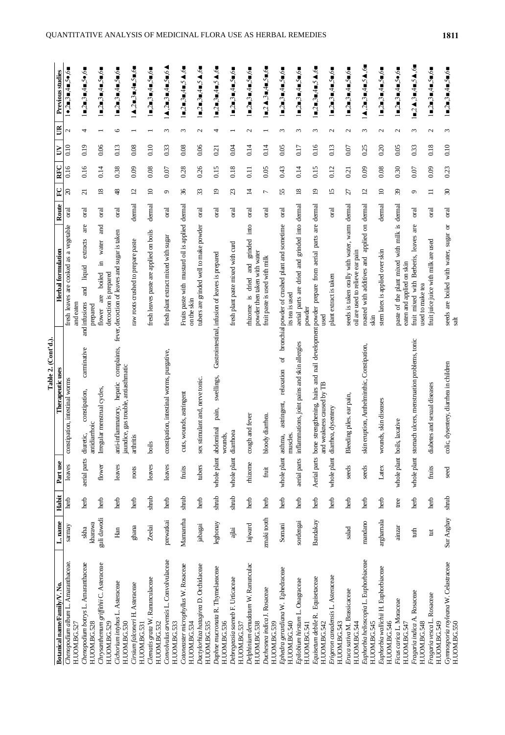**Table 2. (Cont'd.).**

| Botanical name/Family/V. No. | L. name | Habit | Part use | Therapeutic uses | Herbal formulation | Route | FC | RFC | UV | UR | Previous studies |
|---|---|---|---|---|---|---|---|---|---|---|---|
| *Chenopodium album* L. Amaranthaceae. H.UOM.BG.527 | sarmay | herb | leaves | constipation, intestinal worms | fresh leaves are cooked as a vegetable and eaten | oral | 20 | 0.16 | 0.10 | 2 | 1●,2■,3■,4■,5●,6■ |
| *Chenopodium botrys* L. Amaranthaceae H.UOM.BG.528 | skha kharawa | herb | aerial parts | diuretic, constipation, carminative antidiarrhoic | and infusions and liquid extracts are prepared | oral | 21 | 0.16 | 0.19 | 4 | 1■,2■,3■,4■,5●,6■ |
| *Chrysanthemum griffithii* C. Asteraceae H.UOM.BG.529 | guli dawodi | herb | flower | Irregular menstrual cycles, | flower are boiled in water and decoction is prepared | oral | 18 | 0.14 | 0.06 | 1 | 1■,2■,3■,4■,5■,6■ |
| *Cichorium intybus* L. Asteraceae H.UOM.BG.530 | Han | herb | leaves | anti-inflammatory, hepatic complaints, fever, jaundice, gas trouble, antiasthmatic | decoction of leaves and sugar is taken | oral | 48 | 0.38 | 0.13 | 6 | 1■,2■,3■,4■,5■,6■ |
| *Cirsium falconeri* H. Asteraceae H.UOM.BG.531 | ghana | herb | roots | arthitis | raw roots crushed to prepare paste | dermal | 12 | 0.09 | 0.08 | 1 | 1▲,2■,3■,4■,5■,6■ |
| *Clematis grata* W. Ranunculaceae H.UOM.BG.532 | Zeelai | shrub | leaves | boils | fresh leaves paste are applied on boils | dermal | 10 | 0.08 | 0.10 | 1 | 1■,2■,3■,4■,5■,6■ |
| *Convolvulus arvensis* L. Convolvulaceae H.UOM.BG.533 | prewatkai | herb | leaves | constipation, intestinal worms, purgative, | fresh plant extract mixed with sugar | oral | 9 | 0.07 | 0.33 | 3 | 1▲,2■,3■,4■,5■,6▲ |
| *Cotoneaster microphyllus* W. Rosaceae H.UOM.BG.534 | Mamamrha | shrub | fruits | cuts, wounds, astringent | Fruits paste with mustard oil is applied on the skin | dermal | 36 | 0.28 | 0.08 | 3 | 1■,2■,3■,4■,5▲,6■ |
| *Dactylorhiza hatagirea* D. Orchidaceae H.UOM.BG.535 | jabagai | herb | tubers | sex stimulant and, nerve tonic. | tubers are grinded well to make powder | oral | 33 | 0.26 | 0.06 | 2 | 1■,2■,3■,4■,5▲,6■ |
| *Daphne mucronata* R. Thymelaeaceae H.UOM.BG.536 | leghonay | shrub | whole plant | abdominal pain, swellings, Gastrointestinal, wounds, | infusion of leaves is prepared | oral | 19 | 0.15 | 0.21 | 4 | 1■,2■,3■,4■,5▲,6■ |
| *Debregeasia saeneb* F. Urticaceae H.UOM.BG.537 | ajlai | shrub | whole plant | diarrhoea | fresh plant paste mixed with curd | oral | 23 | 0.18 | 0.04 | 1 | 1■,2■,3■,4■,5■,6■ |
| *Delphinium denudatum* W. Ranunculac H.UOM.BG.538 | lajward | herb | rhizome | cough and fever | rhizome is dried and grinded into powder then taken with water | oral | 14 | 0.11 | 0.14 | 2 | 1■,2■,3■,4■,5■,6■ |
| *Duchesnea indica* J. Rosaceae H.UOM.BG.539 | zmaki tooth | herb | fruit | bloody diarrhea. | fruit paste is used with milk | oral | 7 | 0.05 | 0.14 | 1 | 1■,2▲,3■,4■,5■,6■ |
| *Ephedra gerardiana* W. Ephedraceae H.UOM.BG.540 | Somani | herb | whole plant | asthma, astringent, relaxation of bronchial muscles. | powder of crushed plant and sometime its tea is used | oral | 55 | 0.43 | 0.05 | 3 | 1■,2■,3■,4■,5■,6■ |
| *Epilobium hirsutum* L. Onagraceae H.UOM.BG.541 | sordengai | herb | aerial parts | inflammations, joint pains and skin allergies | aerial parts are dried and grinded into powder | dermal | 18 | 0.14 | 0.17 | 3 | 1■,2■,3■,4■,5■,6■ |
| *Equisetum debile* R. Equisetaceae H.UOM.BG.542 | Bandakay | herb | Aerial parts | bone strengthening, hairs and nail development and weakness caused by TB | powder prepare from aerial parts are used | dermal | 19 | 0.15 | 0.16 | 3 | 1■,2■,3■,4■,5▲,6■ |
| *Erigeron canadensis* L. Asteraceae H.UOM.BG.543 | | herb | whole plant | diarrhea, dysentery | plant extract is taken | oral | 15 | 0.12 | 0.13 | 2 | 1■,2■,3■,4■,5■,6■ |
| *Eruca sativa* M. Brassicaceae H.UOM.BG.544 | salad | herb | seeds | Bleeding piles, ear pain, | seeds is taken orally with water, warm oil are used to relieve ear pain | dermal | 27 | 0.21 | 0.07 | 2 | 1■,2■,3■,4■,5■,6■ |
| *Euphorbia helioscopia* L. Euphorbiaceae H.UOM.BG.545 | mandano | herb | seeds | skin eruption, Anthelminthic, Constipation, | roasted with additives and applied on skin | dermal | 12 | 0.09 | 0.25 | 3 | 1▲,2■,3■,4■,5▲,6■ |
| *Euphorbia wallichii* H. Euphorbiaceae H.UOM.BG.546 | arghamala | herb | Latex | wounds, skin diseases | stem latex is applied over skin | dermal | 10 | 0.08 | 0.20 | 2 | 1■,2■,3■,4■,5■,6■ |
| *Ficus carica* L. Moraceae H.UOM.BG.547 | ainzar | tree | whole plant | boils, laxative | paste of the plant mixed with milk is eaten and applied on skin | dermal | 39 | 0.30 | 0.05 | 2 | 1■,2■,3■,4■,5●,6■ |
| *Fragaria indica* A. Rosaceae H.UOM.BG.548 | tuth | herb | whole plant | stomach ulcers, menstruation problems, tonic | fruit mixed with Berberis, leaves are used to make tea | oral | 9 | 0.07 | 0.33 | 3 | 1■,2▲,3■,4■,5▲,6■ |
| *Fragaria vesca* L. Rosaceae H.UOM.BG.549 | tut | herb | fruits | diabetes and sexual diseases | fruit juice with milk are used | oral | 11 | 0.09 | 0.18 | 2 | 1■,2■,3■,4■,5■,6■ |
| *Gymnosporia royleana* W. Celastraceae H.UOM.BG.550 | Sur Azghay | shrub | seed | colic, dysentery, diarrhea in children | seeds are boiled with water, sugar or salt | oral | 30 | 0.23 | 0.10 | 3 | 1■,2■,3■,4■,5■,6■ |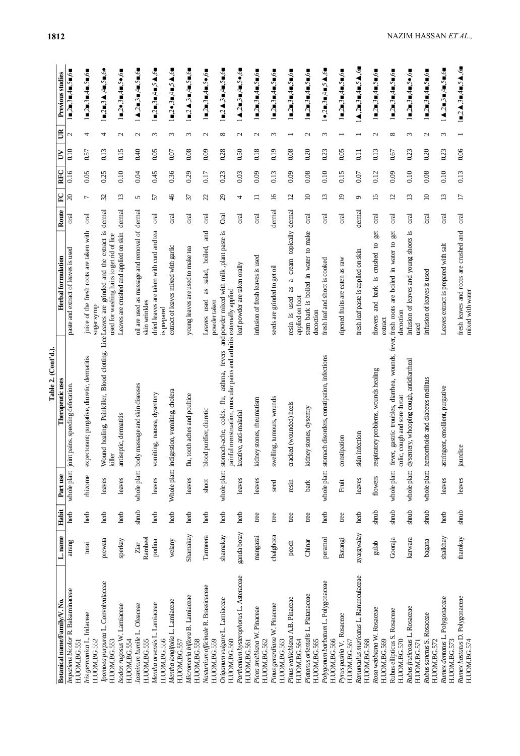**Table 2. (Cont'd.).**

| Botanical name/Family/V. No. | L. name | Habit | Part use | Therapeutic uses | Herbal formulation | Route | FC | RFC | UV | UR | Previous studies |
|---|---|---|---|---|---|---|---|---|---|---|---|
| *Impatiens bicolor* R. Balsaminaceae H.UOM.BG.551 | atrang | herb | whole plant | joint pains. speeding defecation. | paste and extract of leaves is used | oral | 20 | 0.16 | 0.10 | 2 | 1■,2■,3■,4■,5■,6■ |
| *Iris germanica* L. Iridaceae H.UOM.BG.552 | turai | herb | rhizome | expectorant; purgative, diuretic, dermatitis | juice of the fresh roots are taken with sugar syrup | oral | 7 | 0.05 | 0.57 | 4 | 1■,2■,3■,4■,5■,6■ |
| *Ipomoea purpurea* L. Convolvulaceae H.UOM.BG.553 | prewata | herb | leaves | Wound healing, Painkiller, Blood clotting. Lice killer | Leaves are grinded and the extract is used for washing hairs to get rid of lice | dermal | 32 | 0.25 | 0.13 | 4 | 1■,2■,3▲,4■,5■,6● |
| *Isodon rugosus* W. Lamiaceae H.UOM.BG.554 | sperkay | herb | leaves | antiseptic, dermatitis | Leaves are crushed and applied on skin | dermal | 13 | 0.10 | 0.15 | 2 | 1■,2■,3■,4■,5●,6■ |
| *Jasminum humile* L. Oleaceae H.UOM.BG.555 | Ziar Rambeel | shrub | whole plant | body massage and skin diseases | oil are used as massage and removal of skin wrinkles | dermal | 5 | 0.04 | 0.40 | 2 | 1▲,2■,3■,4■,5■,6■ |
| *Mentha arvensis* L. Lamiaceae H.UOM.BG.556 | podina | herb | leaves | vomiting, nausea, dysentery | dried leaves are taken with curd and tea is prepared | oral | 57 | 0.45 | 0.05 | 3 | 1■,2■,3■,4■,5▲,6■ |
| *Mentha longifolia* L. Lamiaceae H.UOM.BG.557 | welany | herb | Whole plant | indigestion, vomiting, cholera | extract of leaves mixed with garlic | oral | 46 | 0.36 | 0.07 | 3 | 1■,2●,3■,4■,5▲,6■ |
| *Micromeria biflora* B. Lamiaceae H.UOM.BG.558 | Shamakay | herb | leaves | flu, tooth aches and poultice | young leaves are used to make tea | oral | 37 | 0.29 | 0.08 | 3 | 1■,2▲,3■,4■,5■,6■ |
| *Nasturtium officinale* R. Brassicaceae H.UOM.BG.559 | Tarmeera | herb | shoot | blood purifier, diuretic | Leaves used as salad, boiled, and powder taken | oral | 22 | 0.17 | 0.09 | 2 | 1■,2■,3■,4■,5●,6■ |
| *Origanum vulgare* L. Lamiaceae H.UOM.BG.560 | shamakay | herb | whole plant | stomach-ache, colds, flu, asthma, fevers and painful menstruation, muscular pains and arthritis | powder mixed with milk ,plant paste is externally applied | Oral | 29 | 0.23 | 0.28 | 8 | 1■,2▲,3■,4■,5■,6■ |
| *Parthenium hysterophorus* L. Asteraceae H.UOM.BG.561 | ganda botay | herb | leaves | laxative, anti-malarial | leaf powder are taken orally | oral | 4 | 0.03 | 0.50 | 2 | 1▲,2■,3■,4■,5●,6■ |
| *Picea smithiana* W. Pinaceae H.UOM.BG.562 | mangazai | tree | leaves | kidney stones, rheumatism | infusion of fresh leaves is used | oral | 11 | 0.09 | 0.18 | 2 | 1■,2■,3■,4■,5■,6■ |
| *Pinus gerardiana* W. Pinaceae H.UOM.BG.563 | chalghoza | tree | seed | swelling, tumours, wounds | seeds are grinded to get oil | dermal | 16 | 0.13 | 0.19 | 3 | 1■,2■,3■,4■,5■,6■ |
| *Pinus wallichiana* A.B. Pinaceae H.UOM.BG.564 | peoch | tree | resin | cracked (wounded) heels | resin is used as a cream topically applied on foot | dermal | 12 | 0.09 | 0.08 | 1 | 1■,2■,3■,4■,5■,6■ |
| *Platanus orientalis* L. Platanaceae H.UOM.BG.565 | Chinar | tree | bark | kidney stones, dysentry | stem bark is boiled in water to make decoction | oral | 10 | 0.08 | 0.20 | 2 | 1■,2■,3■,4■,5■,6■ |
| *Polygonum barbatum* L. Polygonaceae H.UOM.BG.566 | peramol | herb | whole plant | stomach disorders, constipation, infections | fresh leaf and shoot is cooked | oral | 13 | 0.10 | 0.23 | 3 | 1●,2■,3■,4■,5▲,6■ |
| *Pyrus pashia* V. Rosaceae H.UOM.BG.567 | Batangi | tree | Fruit | constipation | ripened fruits are eaten as raw | oral | 19 | 0.15 | 0.05 | 1 | 1■,2■,3■,4■,5■,6■ |
| *Ranunculus muricatus* L. Ranunculaceae H.UOM.BG.568 | zyargwalay | herb | leaves | skin infection | fresh leaf paste is applied on skin | dermal | 9 | 0.07 | 0.11 | 1 | 1▲,2■,3■,4■,5▲,6■ |
| *Rosa webbiana* W. Rosaceae H.UOM.BG.569 | gulab | shrub | flowers | respiratory problems, wounds healing | flowers and bark is crushed to get extract | oral | 15 | 0.12 | 0.13 | 2 | 1■,2■,3■,4■,5■,6■ |
| Rubus ellipticus S. Rosaceae H.UOM.BG.570 | Gooraja | shrub | whole plant | fever, gastric troubles, diarrhea, wounds, colic, cough and sore throat | fever, fresh roots are boiled in water to get decoction | oral | 12 | 0.09 | 0.67 | 8 | 1■,2■,3■,4■,5■,6■ |
| *Rubus fruticosus* L. Rosaceae H.UOM.BG.571 | karwara | shrub | whole plant | dysentery, whooping cough, antidiarrheal | Infusion of leaves and young shoots is used | oral | 13 | 0.10 | 0.23 | 3 | 1■,2■,3■,4■,5●,6■ |
| *Rubus sanctus* S. Rosaceae H.UOM.BG.572 | bagana | shrub | whole plant | hemorrhoids and diabetes mellitus | Infusion of leaves is used | oral | 10 | 0.08 | 0.20 | 2 | 1■,2■,3■,4■,5■,6■ |
| *Rumex dentatus* L. Polygonaceae H.UOM.BG.573 | shalkhay | herb | leaves | astringent, emollient, purgative | Leaves extract is prepared with salt | oral | 13 | 0.10 | 0.23 | 3 | 1▲,2■,3■,4■,5■,6■ |
| *Rumex hastatus* D. Polygonaceae H.UOM.BG.574 | tharokay | shrub | leaves | jaundice | fresh leaves and roots are crushed and mixed with water | oral | 17 | 0.13 | 0.06 | 1 | 1■,2▲,3■,4■,5▲,6■ |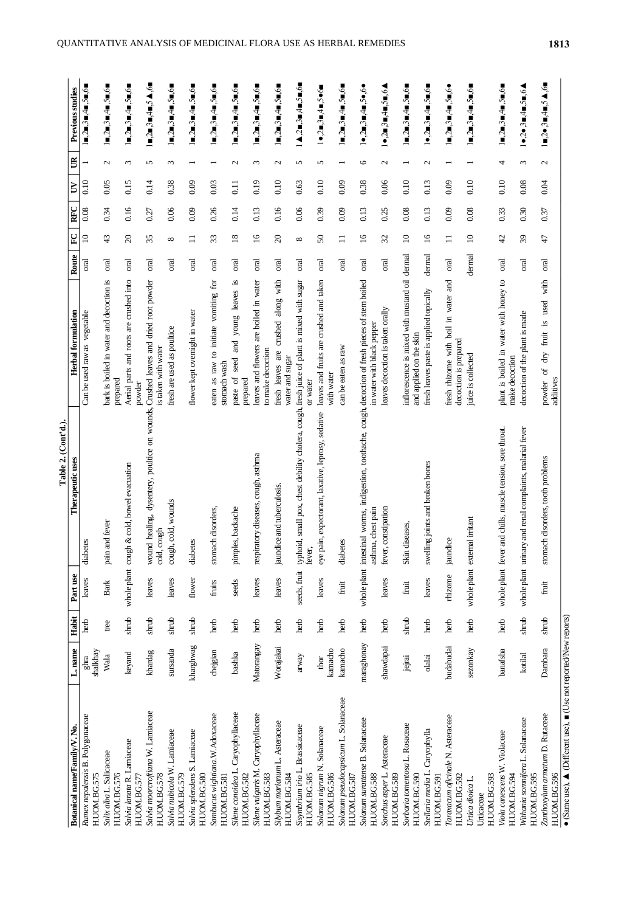**Table 2. (Cont'd.).**

| Botanical name/Family/V. No. | L. name | Habit | Part use | Therapeutic uses | Herbal formulation | Route | FC | RFC | UV | UR | Previous studies |
|---|---|---|---|---|---|---|---|---|---|---|---|
| *Rumex nepalensis* B. Polygonaceae H.UOM.BG.575 | ghra shalkhay | herb | leaves | diabetes | Can be used raw as vegetable | oral | 10 | 0.08 | 0.10 | 1 | 1■,2■,3■,4■,5■,6■ |
| *Salix alba* L. Salicaceae H.UOM.BG.576 | Wala | tree | Bark | pain and fever | bark is boiled in water and decoction is prepared | oral | 43 | 0.34 | 0.05 | 2 | 1■,2■,3■,4■,5■,6■ |
| *Salvia lanata* R. Lamiaceae H.UOM.BG.577 | keyand | shrub | whole plant | cough & cold, bowel evacuation | Aerial parts and roots are crushed into powder | oral | 20 | 0.16 | 0.15 | 3 | 1■,2■,3■,4■,5■,6■ |
| *Salvia moorcroftiana* W. Lamiaceae H.UOM.BG.578 | khardag | shrub | leaves | wound healing, dysentery, poultice on wounds, cold, cough | Crushed leaves and dried root powder is taken with water | oral | 35 | 0.27 | 0.14 | 5 | 1■,2■,3■,4■,5▲,6■ |
| *Salvia nubicola* W. Lamiaceae H.UOM.BG.579 | sursanda | shrub | leaves | cough, cold, wounds | fresh are used as poultice | oral | 8 | 0.06 | 0.38 | 3 | 1■,2■,3■,4■,5■,6■ |
| *Salvia splendens* S. Lamiaceae H.UOM.BG.580 | kharghwag | shrub | flower | diabetes | flower kept overnight in water | oral | 11 | 0.09 | 0.09 | 1 | 1■,2■,3■,4■,5■,6■ |
| *Sambucus wightiana*.W.Adoxaceae H.UOM.BG.581 | chejgian | herb | fruits | stomach disorders, | eaten as raw to initiate vomiting for stomach wash | oral | 33 | 0.26 | 0.03 | 1 | 1■,2■,3■,4■,5■,6■ |
| *Silene conoidea* L. Caryophyllaceae H.UOM.BG.582 | bashka | herb | seeds | pimples, backache | paste of seed and young leaves is prepared | oral | 18 | 0.14 | 0.11 | 2 | 1■,2■,3■,4■,5■,6■ |
| *Silene vulgaris* M. Caryophyllaceae H.UOM.BG.583 | Matorangay | herb | leaves | respiratory diseases, cough, asthma | leaves and flowers are boiled in water to make decoction | oral | 16 | 0.13 | 0.19 | 3 | 1■,2■,3■,4■,5■,6■ |
| *Silybum marianum* L. Asteraceae H.UOM.BG.584 | Worajakai | herb | leaves | jaundice and tuberculosis. | fresh leaves are crushed along with water and sugar | oral | 20 | 0.16 | 0.10 | 2 | 1■,2■,3■,4■,5■,6■ |
| *Sisymbrium irio* L. Brassicaceae H.UOM.BG.585 | arway | herb | seeds, fruit | typhoid, small pox, chest debility cholera, cough, fever, | fresh juice of plant is mixed with sugar or water | oral | 8 | 0.06 | 0.63 | 5 | 1▲,2■,3■,4■,5■,6■ |
| *Solanum nigrum* N. Solanaceae H.UOM.BG.586 | thor kamacho | herb | leaves | eye pain, expectorant, laxative, leprosy, sedative | leaves and fruits are crushed and taken with water | oral | 50 | 0.39 | 0.10 | 5 | 1●,2■,3■,4■,5●,6■ |
| *Solanum pseudocapsicum* L. Solanaceae H.UOM.BG.587 | kamacho | herb | fruit | diabetes | can be eaten as raw | oral | 11 | 0.09 | 0.09 | 1 | 1■,2■,3■,4■,5■,6■ |
| *Solanum surattense* B. Solanaceae H.UOM.BG.588 | maraghonay | herb | whole plant | intestinal worms, indigestion, toothache, cough, asthma, chest pain | decoction of fresh pieces of stem boiled in water with black pepper | oral | 16 | 0.13 | 0.38 | 6 | 1●,2■,3■,4■,5●,6● |
| *Sonchus asper* L. Asteraceae H.UOM.BG.589 | shawdapai | herb | leaves | fever, constipation | leaves decoction is taken orally | oral | 32 | 0.25 | 0.06 | 2 | 1●,2■,3■,4■,5■,6▲ |
| *Sorbaria tomentosa* L. Rosaceae H.UOM.BG.590 | jejrai | shrub | fruit | Skin diseases, | inflorescence is mixed with mustard oil and applied on the skin | dermal | 10 | 0.08 | 0.10 | 1 | 1■,2■,3■,4■,5■,6■ |
| *Stellaria media* L. Caryophylla H.UOM.BG.591 | olalai | herb | leaves | swelling joints and broken bones | fresh leaves paste is applied topically | dermal | 16 | 0.13 | 0.13 | 2 | 1●,2■,3■,4■,5■,6■ |
| *Taraxacum oficinale* N. Asteraceae H.UOM.BG.592 | budabudai | herb | rhizome | jaundice | fresh rhizome with boil in water and decoction is prepared | oral | 11 | 0.09 | 0.09 | 1 | 1■,2■,3■,4■,5■,6● |
| *Urtica dioica* L. Urticaceae H.UOM.BG.593 | sezonkay | herb | whole plant | external irritant | juice is collected | dermal | 10 | 0.08 | 0.10 | 1 | 1■,2■,3■,4■,5■,6■ |
| *Viola canescens* W. Violaceae H.UOM.BG.594 | banafsha | herb | whole plant | fever and chills, muscle tension, sore throat. | plant is boiled in water with honey to make decoction | oral | 42 | 0.33 | 0.10 | 4 | 1■,2■,3■,4■,5■,6■ |
| *Withania somnifera* L. Solanaceae H.UOM.BG.595 | kotilal | shrub | whole plant | urinary and renal complaints, malarial fever | decoction of the plant is made | oral | 39 | 0.30 | 0.08 | 3 | 1●,2●,3■,4■,5■,6▲ |
| *Zanthoxylum armatum* D. Rutaceae H.UOM.BG.596 | Dambara | shrub | fruit | stomach disorders, tooth problems | powder of dry fruit is used with additives | oral | 47 | 0.37 | 0.04 | 2 | 1■,2●,3■,4■,5▲,6■ |

● (Same use), ▲ (Different use), ■ (Use not reported/New reports)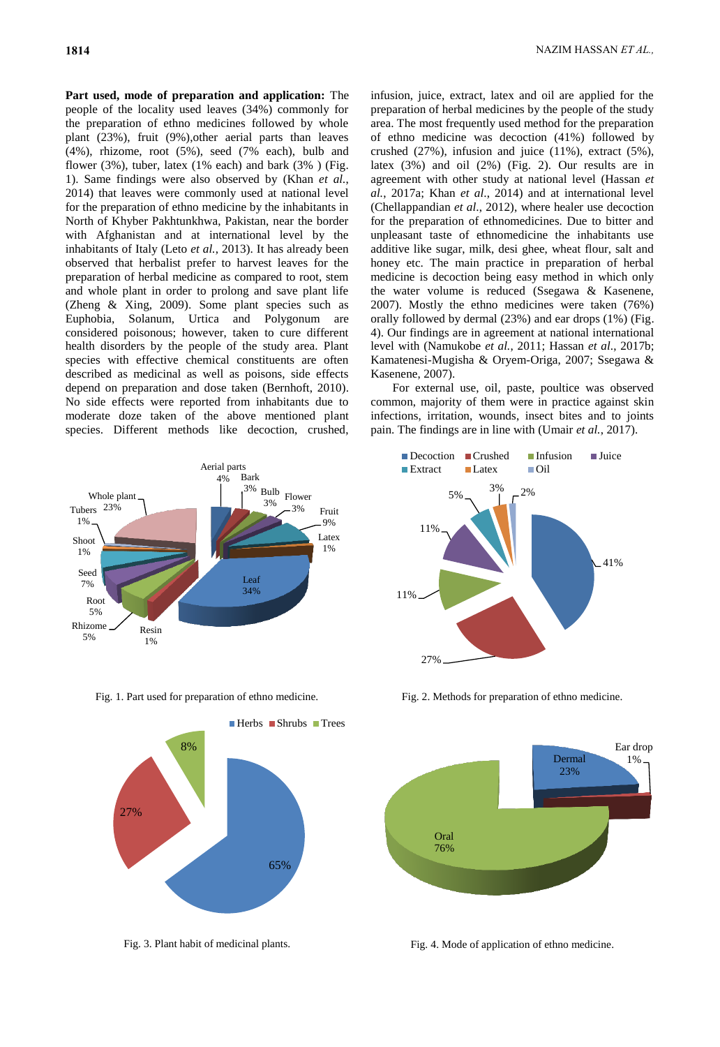**Part used, mode of preparation and application:** The people of the locality used leaves (34%) commonly for the preparation of herbal medicines followed by whole plant (23%), fruit (9%),other aerial parts than leaves (4%), rhizome, root (5%), seed (7% each), bulb and flower (3%), tuber, latex (1% each) and bark (3% ) (Fig. 1). Same findings were also observed by (Khan *et al.*, 2014) that leaves were commonly used at national level for the preparation of ethno medicine by the inhabitants in North of Khyber Pakhtunkhwa, Pakistan, near the border with Afghanistan and at international level by the inhabitants of Italy (Leto *et al.,* 2013). It has already been observed that herbalist prefer to harvest leaves for the preparation of herbal medicine as compared to root, stem and whole plant in order to prolong and save plant life (Zheng & Xing, 2009). Some plant species such as Euphobia, Solanum, Urtica and Polygonum are considered poisonous; however, taken to cure different health disorders by the people of the study area. Plant species with effective chemical constituents are often described as medicinal as well as poisons, side effects depend on preparation and dose taken (Bernhoft, 2010). No side effects were reported from inhabitants due to moderate doze taken of the above mentioned plant species. Different methods like decoction, crushed, infusion, juice, extract, latex and oil are applied for the preparation of herbal medicines by the people of the study area. The most frequently used method for the preparation of ethno medicine was decoction (41%) followed by crushed (27%), infusion and juice (11%), extract (5%), latex (3%) and oil (2%) (Fig. 2). Our results are in agreement with other study at national level (Hassan *et al.*, 2017a; Khan *et al.*, 2014) and at international level (Chellappandian *et al.*, 2012), where healer use decoction for the preparation of ethnomedicines. Due to bitter and unpleasant taste of ethnomedicine the inhabitants use additive like sugar, milk, desi ghee, wheat flour, salt and honey etc. The main practice in preparation of herbal medicine is decoction being easy method in which only the water volume is reduced (Ssegawa & Kasenene, 2007). Mostly the ethno medicines were taken (76%) orally followed by dermal (23%) and ear drops (1%) (Fig. 4). Our findings are in agreement at national international level with (Namukobe *et al.*, 2011; Hassan *et al.*, 2017b; Kamatenesi-Mugisha & Oryem-Origa, 2007; Ssegawa & Kasenene, 2007).

For external use, oil, paste, poultice was observed common, majority of them were in practice against skin infections, irritation, wounds, insect bites and to joints pain. The findings are in line with (Umair *et al.*, 2017).

Fig. 1. Part used for preparation of ethno medicine.

Fig. 2. Methods for preparation of ethno medicine.

Fig. 3. Plant habit of medicinal plants.

Fig. 4. Mode of application of ethno medicine.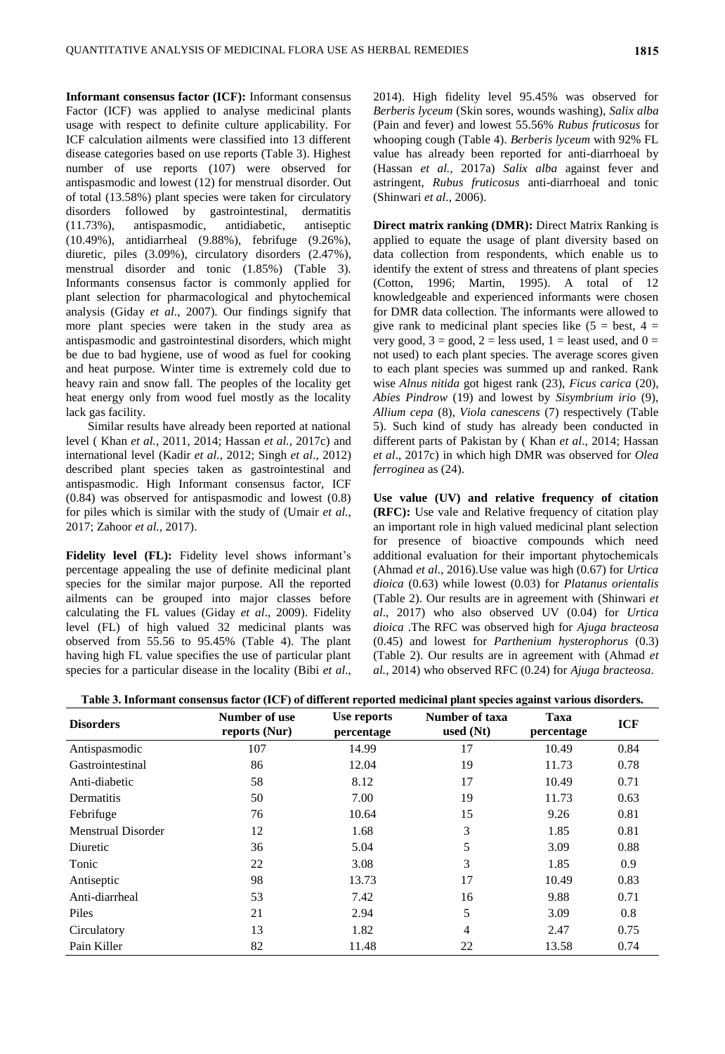**Informant consensus factor (ICF):** Informant consensus Factor (ICF) was applied to analyse medicinal plants usage with respect to definite culture applicability. For ICF calculation ailments were classified into 13 different disease categories based on use reports (Table 3). Highest number of use reports (107) were observed for antispasmodic and lowest (12) for menstrual disorder. Out of total (13.58%) plant species were taken for circulatory disorders followed by gastrointestinal, dermatitis (11.73%), antispasmodic, antidiabetic, antiseptic (10.49%), antidiarrheal (9.88%), febrifuge (9.26%), diuretic, piles (3.09%), circulatory disorders (2.47%), menstrual disorder and tonic (1.85%) (Table 3). Informants consensus factor is commonly applied for plant selection for pharmacological and phytochemical analysis (Giday *et al*., 2007). Our findings signify that more plant species were taken in the study area as antispasmodic and gastrointestinal disorders, which might be due to bad hygiene, use of wood as fuel for cooking and heat purpose. Winter time is extremely cold due to heavy rain and snow fall. The peoples of the locality get heat energy only from wood fuel mostly as the locality lack gas facility.

Similar results have already been reported at national level ( Khan *et al.*, 2011, 2014; Hassan *et al.*, 2017c) and international level (Kadir *et al.*, 2012; Singh *et al*., 2012) described plant species taken as gastrointestinal and antispasmodic. High Informant consensus factor, ICF (0.84) was observed for antispasmodic and lowest (0.8) for piles which is similar with the study of (Umair *et al.*, 2017; Zahoor *et al.*, 2017).

**Fidelity level (FL):** Fidelity level shows informant's percentage appealing the use of definite medicinal plant species for the similar major purpose. All the reported ailments can be grouped into major classes before calculating the FL values (Giday *et al*., 2009). Fidelity level (FL) of high valued 32 medicinal plants was observed from 55.56 to 95.45% (Table 4). The plant having high FL value specifies the use of particular plant species for a particular disease in the locality (Bibi *et al*., 2014). High fidelity level 95.45% was observed for *Berberis lyceum* (Skin sores, wounds washing), *Salix alba* (Pain and fever) and lowest 55.56% *Rubus fruticosus* for whooping cough (Table 4). *Berberis lyceum* with 92% FL value has already been reported for anti-diarrhoeal by (Hassan *et al.*, 2017a) *Salix alba* against fever and astringent, *Rubus fruticosus* anti-diarrhoeal and tonic (Shinwari *et al*., 2006).

**Direct matrix ranking (DMR):** Direct Matrix Ranking is applied to equate the usage of plant diversity based on data collection from respondents, which enable us to identify the extent of stress and threatens of plant species (Cotton, 1996; Martin, 1995). A total of 12 knowledgeable and experienced informants were chosen for DMR data collection. The informants were allowed to give rank to medicinal plant species like (5 = best, 4 = very good, 3 = good, 2 = less used, 1 = least used, and 0 = not used) to each plant species. The average scores given to each plant species was summed up and ranked. Rank wise *Alnus nitida* got higest rank (23), *Ficus carica* (20), *Abies Pindrow* (19) and lowest by *Sisymbrium irio* (9), *Allium cepa* (8), *Viola canescens* (7) respectively (Table 5). Such kind of study has already been conducted in different parts of Pakistan by ( Khan *et al*., 2014; Hassan *et al*., 2017c) in which high DMR was observed for *Olea ferroginea* as (24).

**Use value (UV) and relative frequency of citation (RFC):** Use vale and Relative frequency of citation play an important role in high valued medicinal plant selection for presence of bioactive compounds which need additional evaluation for their important phytochemicals (Ahmad *et al*., 2016).Use value was high (0.67) for *Urtica dioica* (0.63) while lowest (0.03) for *Platanus orientalis* (Table 2). Our results are in agreement with (Shinwari *et al*., 2017) who also observed UV (0.04) for *Urtica dioica* .The RFC was observed high for *Ajuga bracteosa* (0.45) and lowest for *Parthenium hysterophorus* (0.3) (Table 2). Our results are in agreement with (Ahmad *et al.*, 2014) who observed RFC (0.24) for *Ajuga bracteosa*.

**Table 3. Informant consensus factor (ICF) of different reported medicinal plant species against various disorders.**

| Disorders | Number of use reports (Nur) | Use reports percentage | Number of taxa used (Nt) | Taxa percentage | ICF |
|---|---|---|---|---|---|
| Antispasmodic | 107 | 14.99 | 17 | 10.49 | 0.84 |
| Gastrointestinal | 86 | 12.04 | 19 | 11.73 | 0.78 |
| Anti-diabetic | 58 | 8.12 | 17 | 10.49 | 0.71 |
| Dermatitis | 50 | 7.00 | 19 | 11.73 | 0.63 |
| Febrifuge | 76 | 10.64 | 15 | 9.26 | 0.81 |
| Menstrual Disorder | 12 | 1.68 | 3 | 1.85 | 0.81 |
| Diuretic | 36 | 5.04 | 5 | 3.09 | 0.88 |
| Tonic | 22 | 3.08 | 3 | 1.85 | 0.9 |
| Antiseptic | 98 | 13.73 | 17 | 10.49 | 0.83 |
| Anti-diarrheal | 53 | 7.42 | 16 | 9.88 | 0.71 |
| Piles | 21 | 2.94 | 5 | 3.09 | 0.8 |
| Circulatory | 13 | 1.82 | 4 | 2.47 | 0.75 |
| Pain Killer | 82 | 11.48 | 22 | 13.58 | 0.74 |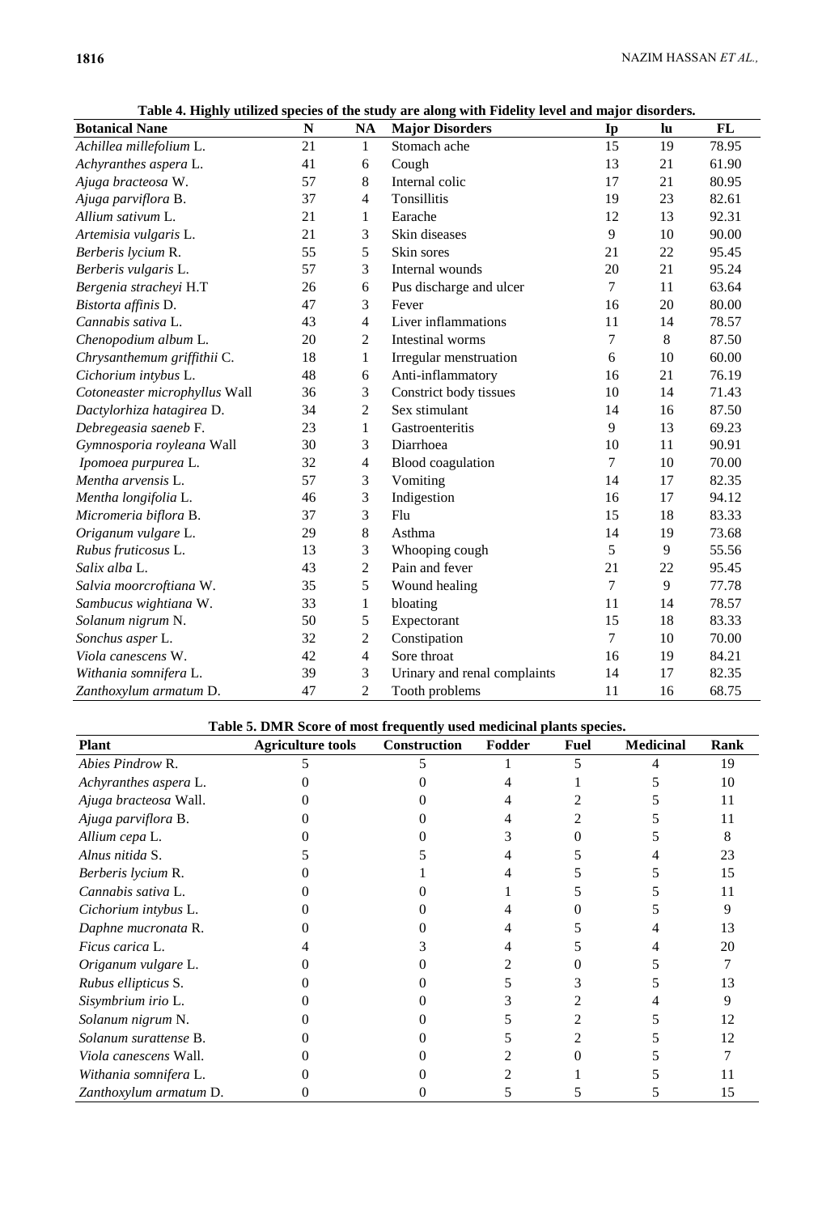**Table 4. Highly utilized species of the study are along with Fidelity level and major disorders.**

| Botanical Nane | N | NA | Major Disorders | Ip | Iu | FL |
|---|---|---|---|---|---|---|
| *Achillea millefolium* L. | 21 | 1 | Stomach ache | 15 | 19 | 78.95 |
| *Achyranthes aspera* L. | 41 | 6 | Cough | 13 | 21 | 61.90 |
| *Ajuga bracteosa* W. | 57 | 8 | Internal colic | 17 | 21 | 80.95 |
| *Ajuga parviflora* B. | 37 | 4 | Tonsillitis | 19 | 23 | 82.61 |
| *Allium sativum* L. | 21 | 1 | Earache | 12 | 13 | 92.31 |
| *Artemisia vulgaris* L. | 21 | 3 | Skin diseases | 9 | 10 | 90.00 |
| *Berberis lycium* R. | 55 | 5 | Skin sores | 21 | 22 | 95.45 |
| *Berberis vulgaris* L. | 57 | 3 | Internal wounds | 20 | 21 | 95.24 |
| *Bergenia stracheyi* H.T | 26 | 6 | Pus discharge and ulcer | 7 | 11 | 63.64 |
| *Bistorta affinis* D. | 47 | 3 | Fever | 16 | 20 | 80.00 |
| *Cannabis sativa* L. | 43 | 4 | Liver inflammations | 11 | 14 | 78.57 |
| *Chenopodium album* L. | 20 | 2 | Intestinal worms | 7 | 8 | 87.50 |
| *Chrysanthemum griffithii* C. | 18 | 1 | Irregular menstruation | 6 | 10 | 60.00 |
| *Cichorium intybus* L. | 48 | 6 | Anti-inflammatory | 16 | 21 | 76.19 |
| *Cotoneaster microphyllus* Wall | 36 | 3 | Constrict body tissues | 10 | 14 | 71.43 |
| *Dactylorhiza hatagirea* D. | 34 | 2 | Sex stimulant | 14 | 16 | 87.50 |
| *Debregeasia saeneb* F. | 23 | 1 | Gastroenteritis | 9 | 13 | 69.23 |
| *Gymnosporia royleana* Wall | 30 | 3 | Diarrhoea | 10 | 11 | 90.91 |
| *Ipomoea purpurea* L. | 32 | 4 | Blood coagulation | 7 | 10 | 70.00 |
| *Mentha arvensis* L. | 57 | 3 | Vomiting | 14 | 17 | 82.35 |
| *Mentha longifolia* L. | 46 | 3 | Indigestion | 16 | 17 | 94.12 |
| *Micromeria biflora* B. | 37 | 3 | Flu | 15 | 18 | 83.33 |
| *Origanum vulgare* L. | 29 | 8 | Asthma | 14 | 19 | 73.68 |
| *Rubus fruticosus* L. | 13 | 3 | Whooping cough | 5 | 9 | 55.56 |
| *Salix alba* L. | 43 | 2 | Pain and fever | 21 | 22 | 95.45 |
| *Salvia moorcroftiana* W. | 35 | 5 | Wound healing | 7 | 9 | 77.78 |
| *Sambucus wightiana* W. | 33 | 1 | bloating | 11 | 14 | 78.57 |
| *Solanum nigrum* N. | 50 | 5 | Expectorant | 15 | 18 | 83.33 |
| *Sonchus asper* L. | 32 | 2 | Constipation | 7 | 10 | 70.00 |
| *Viola canescens* W. | 42 | 4 | Sore throat | 16 | 19 | 84.21 |
| *Withania somnifera* L. | 39 | 3 | Urinary and renal complaints | 14 | 17 | 82.35 |
| *Zanthoxylum armatum* D. | 47 | 2 | Tooth problems | 11 | 16 | 68.75 |

**Table 5. DMR Score of most frequently used medicinal plants species.**

| Plant | Agriculture tools | Construction | Fodder | Fuel | Medicinal | Rank |
|---|---|---|---|---|---|---|
| *Abies Pindrow* R. | 5 | 5 | 1 | 5 | 4 | 19 |
| *Achyranthes aspera* L. | 0 | 0 | 4 | 1 | 5 | 10 |
| *Ajuga bracteosa* Wall. | 0 | 0 | 4 | 2 | 5 | 11 |
| *Ajuga parviflora* B. | 0 | 0 | 4 | 2 | 5 | 11 |
| *Allium cepa* L. | 0 | 0 | 3 | 0 | 5 | 8 |
| *Alnus nitida* S. | 5 | 5 | 4 | 5 | 4 | 23 |
| *Berberis lycium* R. | 0 | 1 | 4 | 5 | 5 | 15 |
| *Cannabis sativa* L. | 0 | 0 | 1 | 5 | 5 | 11 |
| *Cichorium intybus* L. | 0 | 0 | 4 | 0 | 5 | 9 |
| *Daphne mucronata* R. | 0 | 0 | 4 | 5 | 4 | 13 |
| *Ficus carica* L. | 4 | 3 | 4 | 5 | 4 | 20 |
| *Origanum vulgare* L. | 0 | 0 | 2 | 0 | 5 | 7 |
| *Rubus ellipticus* S. | 0 | 0 | 5 | 3 | 5 | 13 |
| *Sisymbrium irio* L. | 0 | 0 | 3 | 2 | 4 | 9 |
| *Solanum nigrum* N. | 0 | 0 | 5 | 2 | 5 | 12 |
| *Solanum surattense* B. | 0 | 0 | 5 | 2 | 5 | 12 |
| *Viola canescens* Wall. | 0 | 0 | 2 | 0 | 5 | 7 |
| *Withania somnifera* L. | 0 | 0 | 2 | 1 | 5 | 11 |
| *Zanthoxylum armatum* D. | 0 | 0 | 5 | 5 | 5 | 15 |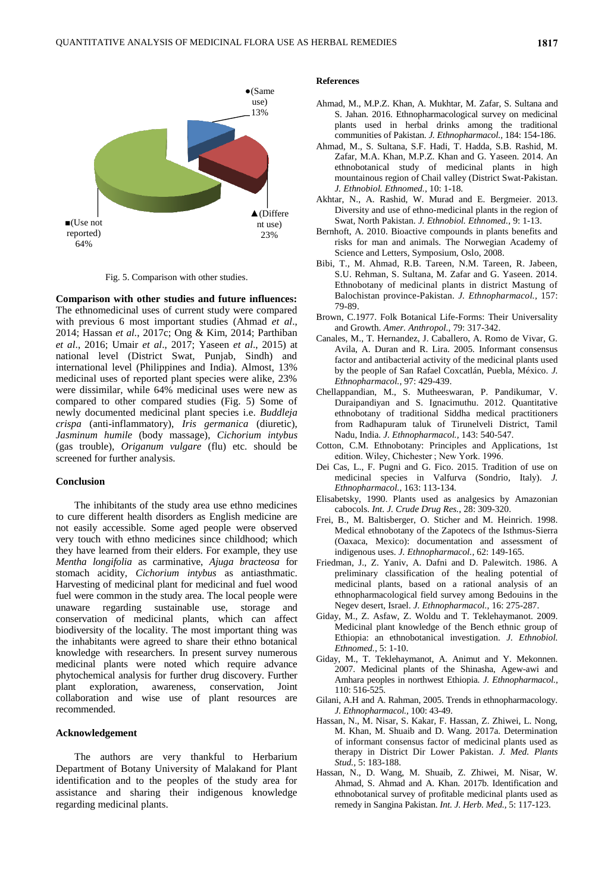●(Same use) 13%

▲(Different use) 23%

■(Use not reported) 64%

Fig. 5. Comparison with other studies.

**Comparison with other studies and future influences:** The ethnomedicinal uses of current study were compared with previous 6 most important studies (Ahmad *et al*., 2014; Hassan *et al*., 2017c; Ong & Kim, 2014; Parthiban *et al*., 2016; Umair *et al*., 2017; Yaseen *et al*., 2015) at national level (District Swat, Punjab, Sindh) and international level (Philippines and India). Almost, 13% medicinal uses of reported plant species were alike, 23% were dissimilar, while 64% medicinal uses were new as compared to other compared studies (Fig. 5) Some of newly documented medicinal plant species i.e. *Buddleja crispa* (anti-inflammatory), *Iris germanica* (diuretic), *Jasminum humile* (body massage), *Cichorium intybus* (gas trouble), *Origanum vulgare* (flu) etc. should be screened for further analysis.

## Conclusion

The inhibitants of the study area use ethno medicines to cure different health disorders as English medicine are not easily accessible. Some aged people were observed very touch with ethno medicines since childhood; which they have learned from their elders. For example, they use *Mentha longifolia* as carminative, *Ajuga bracteosa* for stomach acidity, *Cichorium intybus* as antiasthmatic. Harvesting of medicinal plant for medicinal and fuel wood fuel were common in the study area. The local people were unaware regarding sustainable use, storage and conservation of medicinal plants, which can affect biodiversity of the locality. The most important thing was the inhabitants were agreed to share their ethno botanical knowledge with researchers. In present survey numerous medicinal plants were noted which require advance phytochemical analysis for further drug discovery. Further plant exploration, awareness, conservation, Joint collaboration and wise use of plant resources are recommended.

## Acknowledgement

The authors are very thankful to Herbarium Department of Botany University of Malakand for Plant identification and to the peoples of the study area for assistance and sharing their indigenous knowledge regarding medicinal plants.

## References

Ahmad, M., M.P.Z. Khan, A. Mukhtar, M. Zafar, S. Sultana and S. Jahan. 2016. Ethnopharmacological survey on medicinal plants used in herbal drinks among the traditional communities of Pakistan. *J. Ethnopharmacol.*, 184: 154-186.

Ahmad, M., S. Sultana, S.F. Hadi, T. Hadda, S.B. Rashid, M. Zafar, M.A. Khan, M.P.Z. Khan and G. Yaseen. 2014. An ethnobotanical study of medicinal plants in high mountainous region of Chail valley (District Swat-Pakistan. *J. Ethnobiol. Ethnomed.*, 10: 1-18.

Akhtar, N., A. Rashid, W. Murad and E. Bergmeier. 2013. Diversity and use of ethno-medicinal plants in the region of Swat, North Pakistan. *J. Ethnobiol. Ethnomed.*, 9: 1-13.

Bernhoft, A. 2010. Bioactive compounds in plants benefits and risks for man and animals. The Norwegian Academy of Science and Letters, Symposium, Oslo, 2008.

Bibi, T., M. Ahmad, R.B. Tareen, N.M. Tareen, R. Jabeen, S.U. Rehman, S. Sultana, M. Zafar and G. Yaseen. 2014. Ethnobotany of medicinal plants in district Mastung of Balochistan province-Pakistan. *J. Ethnopharmacol.*, 157: 79-89.

Brown, C.1977. Folk Botanical Life-Forms: Their Universality and Growth. *Amer. Anthropol.*, 79: 317-342.

Canales, M., T. Hernandez, J. Caballero, A. Romo de Vivar, G. Avila, A. Duran and R. Lira. 2005. Informant consensus factor and antibacterial activity of the medicinal plants used by the people of San Rafael Coxcatlán, Puebla, México. *J. Ethnopharmacol.*, 97: 429-439.

Chellappandian, M., S. Mutheeswaran, P. Pandikumar, V. Duraipandiyan and S. Ignacimuthu. 2012. Quantitative ethnobotany of traditional Siddha medical practitioners from Radhapuram taluk of Tirunelveli District, Tamil Nadu, India. *J. Ethnopharmacol.*, 143: 540-547.

Cotton, C.M. Ethnobotany: Principles and Applications, 1st edition. Wiley, Chichester ; New York. 1996.

Dei Cas, L., F. Pugni and G. Fico. 2015. Tradition of use on medicinal species in Valfurva (Sondrio, Italy). *J. Ethnopharmacol.*, 163: 113-134.

Elisabetsky, 1990. Plants used as analgesics by Amazonian cabocols. *Int. J. Crude Drug Res.*, 28: 309-320.

Frei, B., M. Baltisberger, O. Sticher and M. Heinrich. 1998. Medical ethnobotany of the Zapotecs of the Isthmus-Sierra (Oaxaca, Mexico): documentation and assessment of indigenous uses. *J. Ethnopharmacol.*, 62: 149-165.

Friedman, J., Z. Yaniv, A. Dafni and D. Palewitch. 1986. A preliminary classification of the healing potential of medicinal plants, based on a rational analysis of an ethnopharmacological field survey among Bedouins in the Negev desert, Israel. *J. Ethnopharmacol.*, 16: 275-287.

Giday, M., Z. Asfaw, Z. Woldu and T. Teklehaymanot. 2009. Medicinal plant knowledge of the Bench ethnic group of Ethiopia: an ethnobotanical investigation. *J. Ethnobiol. Ethnomed.*, 5: 1-10.

Giday, M., T. Teklehaymanot, A. Animut and Y. Mekonnen. 2007. Medicinal plants of the Shinasha, Agew-awi and Amhara peoples in northwest Ethiopia. *J. Ethnopharmacol.*, 110: 516-525.

Gilani, A.H and A. Rahman, 2005. Trends in ethnopharmacology. *J. Ethnopharmacol.*, 100: 43-49.

Hassan, N., M. Nisar, S. Kakar, F. Hassan, Z. Zhiwei, L. Nong, M. Khan, M. Shuaib and D. Wang. 2017a. Determination of informant consensus factor of medicinal plants used as therapy in District Dir Lower Pakistan. *J. Med. Plants Stud.*, 5: 183-188.

Hassan, N., D. Wang, M. Shuaib, Z. Zhiwei, M. Nisar, W. Ahmad, S. Ahmad and A. Khan. 2017b. Identification and ethnobotanical survey of profitable medicinal plants used as remedy in Sangina Pakistan. *Int. J. Herb. Med.*, 5: 117-123.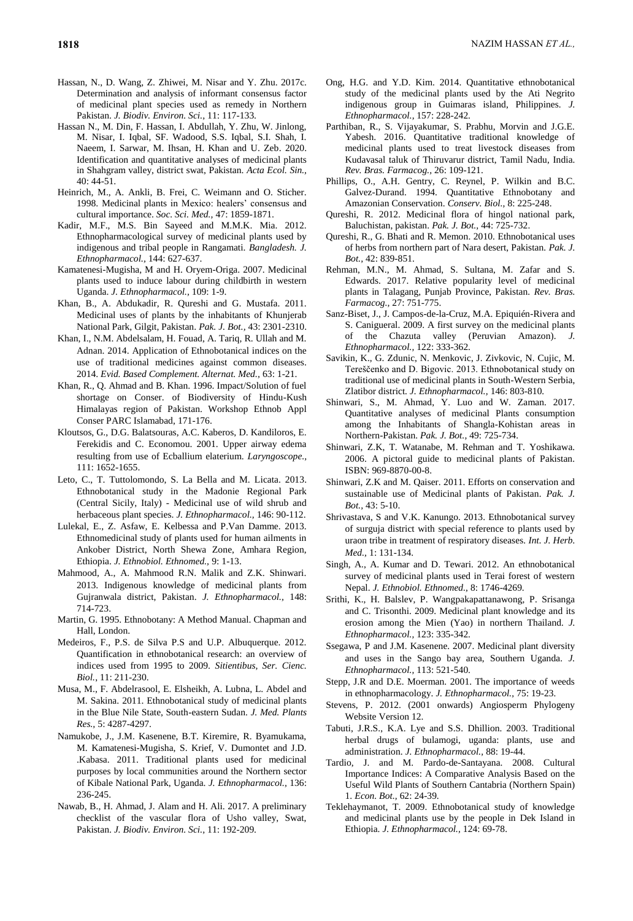Hassan, N., D. Wang, Z. Zhiwei, M. Nisar and Y. Zhu. 2017c. Determination and analysis of informant consensus factor of medicinal plant species used as remedy in Northern Pakistan. *J. Biodiv. Environ. Sci.,* 11: 117-133.

Hassan N., M. Din, F. Hassan, I. Abdullah, Y. Zhu, W. Jinlong, M. Nisar, I. Iqbal, SF. Wadood, S.S. Iqbal, S.I. Shah, I. Naeem, I. Sarwar, M. Ihsan, H. Khan and U. Zeb. 2020. Identification and quantitative analyses of medicinal plants in Shahgram valley, district swat, Pakistan. *Acta Ecol. Sin.,* 40: 44-51.

Heinrich, M., A. Ankli, B. Frei, C. Weimann and O. Sticher. 1998. Medicinal plants in Mexico: healers' consensus and cultural importance. *Soc. Sci. Med.,* 47: 1859-1871.

Kadir, M.F., M.S. Bin Sayeed and M.M.K. Mia. 2012. Ethnopharmacological survey of medicinal plants used by indigenous and tribal people in Rangamati. *Bangladesh. J. Ethnopharmacol.,* 144: 627-637.

Kamatenesi-Mugisha, M and H. Oryem-Origa. 2007. Medicinal plants used to induce labour during childbirth in western Uganda. *J. Ethnopharmacol.,* 109: 1-9.

Khan, B., A. Abdukadir, R. Qureshi and G. Mustafa. 2011. Medicinal uses of plants by the inhabitants of Khunjerab National Park, Gilgit, Pakistan. *Pak. J. Bot.,* 43: 2301-2310.

Khan, I., N.M. Abdelsalam, H. Fouad, A. Tariq, R. Ullah and M. Adnan. 2014. Application of Ethnobotanical indices on the use of traditional medicines against common diseases. 2014. *Evid. Based Complement. Alternat. Med.,* 63: 1-21.

Khan, R., Q. Ahmad and B. Khan. 1996. Impact/Solution of fuel shortage on Conser. of Biodiversity of Hindu-Kush Himalayas region of Pakistan. Workshop Ethnob Appl Conser PARC Islamabad, 171-176.

Kloutsos, G., D.G. Balatsouras, A.C. Kaberos, D. Kandiloros, E. Ferekidis and C. Economou. 2001. Upper airway edema resulting from use of Ecballium elaterium. *Laryngoscope.,* 111: 1652-1655.

Leto, C., T. Tuttolomondo, S. La Bella and M. Licata. 2013. Ethnobotanical study in the Madonie Regional Park (Central Sicily, Italy) - Medicinal use of wild shrub and herbaceous plant species. *J. Ethnopharmacol.,* 146: 90-112.

Lulekal, E., Z. Asfaw, E. Kelbessa and P.Van Damme. 2013. Ethnomedicinal study of plants used for human ailments in Ankober District, North Shewa Zone, Amhara Region, Ethiopia. *J. Ethnobiol. Ethnomed.,* 9: 1-13.

Mahmood, A., A. Mahmood R.N. Malik and Z.K. Shinwari. 2013. Indigenous knowledge of medicinal plants from Gujranwala district, Pakistan. *J. Ethnopharmacol.,* 148: 714-723.

Martin, G. 1995. Ethnobotany: A Method Manual. Chapman and Hall, London.

Medeiros, F., P.S. de Silva P.S and U.P. Albuquerque. 2012. Quantification in ethnobotanical research: an overview of indices used from 1995 to 2009. *Sitientibus, Ser. Cienc. Biol.,* 11: 211-230.

Musa, M., F. Abdelrasool, E. Elsheikh, A. Lubna, L. Abdel and M. Sakina. 2011. Ethnobotanical study of medicinal plants in the Blue Nile State, South-eastern Sudan. *J. Med. Plants Res.,* 5: 4287-4297.

Namukobe, J., J.M. Kasenene, B.T. Kiremire, R. Byamukama, M. Kamatenesi-Mugisha, S. Krief, V. Dumontet and J.D. .Kabasa. 2011. Traditional plants used for medicinal purposes by local communities around the Northern sector of Kibale National Park, Uganda. *J. Ethnopharmacol.,* 136: 236-245.

Nawab, B., H. Ahmad, J. Alam and H. Ali. 2017. A preliminary checklist of the vascular flora of Usho valley, Swat, Pakistan. *J. Biodiv. Environ. Sci.,* 11: 192-209.

Ong, H.G. and Y.D. Kim. 2014. Quantitative ethnobotanical study of the medicinal plants used by the Ati Negrito indigenous group in Guimaras island, Philippines. *J. Ethnopharmacol.,* 157: 228-242.

Parthiban, R., S. Vijayakumar, S. Prabhu, Morvin and J.G.E. Yabesh. 2016. Quantitative traditional knowledge of medicinal plants used to treat livestock diseases from Kudavasal taluk of Thiruvarur district, Tamil Nadu, India. *Rev. Bras. Farmacog.,* 26: 109-121.

Phillips, O., A.H. Gentry, C. Reynel, P. Wilkin and B.C. Galvez-Durand. 1994. Quantitative Ethnobotany and Amazonian Conservation. *Conserv. Biol.,* 8: 225-248.

Qureshi, R. 2012. Medicinal flora of hingol national park, Baluchistan, pakistan. *Pak. J. Bot.,* 44: 725-732.

Qureshi, R., G. Bhati and R. Memon. 2010. Ethnobotanical uses of herbs from northern part of Nara desert, Pakistan. *Pak. J. Bot.,* 42: 839-851.

Rehman, M.N., M. Ahmad, S. Sultana, M. Zafar and S. Edwards. 2017. Relative popularity level of medicinal plants in Talagang, Punjab Province, Pakistan. *Rev. Bras. Farmacog.,* 27: 751-775.

Sanz-Biset, J., J. Campos-de-la-Cruz, M.A. Epiquién-Rivera and S. Canigueral. 2009. A first survey on the medicinal plants of the Chazuta valley (Peruvian Amazon). *J. Ethnopharmacol.,* 122: 333-362.

Savikin, K., G. Zdunic, N. Menkovic, J. Zivkovic, N. Cujic, M. Tereščenko and D. Bigovic. 2013. Ethnobotanical study on traditional use of medicinal plants in South-Western Serbia, Zlatibor district. *J. Ethnopharmacol.,* 146: 803-810.

Shinwari, S., M. Ahmad, Y. Luo and W. Zaman. 2017. Quantitative analyses of medicinal Plants consumption among the Inhabitants of Shangla-Kohistan areas in Northern-Pakistan. *Pak. J. Bot.,* 49: 725-734.

Shinwari, Z.K, T. Watanabe, M. Rehman and T. Yoshikawa. 2006. A pictoral guide to medicinal plants of Pakistan. ISBN: 969-8870-00-8.

Shinwari, Z.K and M. Qaiser. 2011. Efforts on conservation and sustainable use of Medicinal plants of Pakistan. *Pak. J. Bot.,* 43: 5-10.

Shrivastava, S and V.K. Kanungo. 2013. Ethnobotanical survey of surguja district with special reference to plants used by uraon tribe in treatment of respiratory diseases. *Int. J. Herb. Med.,* 1: 131-134.

Singh, A., A. Kumar and D. Tewari. 2012. An ethnobotanical survey of medicinal plants used in Terai forest of western Nepal. *J. Ethnobiol. Ethnomed.,* 8: 1746-4269.

Srithi, K., H. Balslev, P. Wangpakapattanawong, P. Srisanga and C. Trisonthi. 2009. Medicinal plant knowledge and its erosion among the Mien (Yao) in northern Thailand. *J. Ethnopharmacol.,* 123: 335-342.

Ssegawa, P and J.M. Kasenene. 2007. Medicinal plant diversity and uses in the Sango bay area, Southern Uganda. *J. Ethnopharmacol.,* 113: 521-540.

Stepp, J.R and D.E. Moerman. 2001. The importance of weeds in ethnopharmacology. *J. Ethnopharmacol.,* 75: 19-23.

Stevens, P. 2012. (2001 onwards) Angiosperm Phylogeny Website Version 12.

Tabuti, J.R.S., K.A. Lye and S.S. Dhillion. 2003. Traditional herbal drugs of bulamogi, uganda: plants, use and administration. *J. Ethnopharmacol.,* 88: 19-44.

Tardio, J. and M. Pardo-de-Santayana. 2008. Cultural Importance Indices: A Comparative Analysis Based on the Useful Wild Plants of Southern Cantabria (Northern Spain) 1. *Econ. Bot.,* 62: 24-39.

Teklehaymanot, T. 2009. Ethnobotanical study of knowledge and medicinal plants use by the people in Dek Island in Ethiopia. *J. Ethnopharmacol.,* 124: 69-78.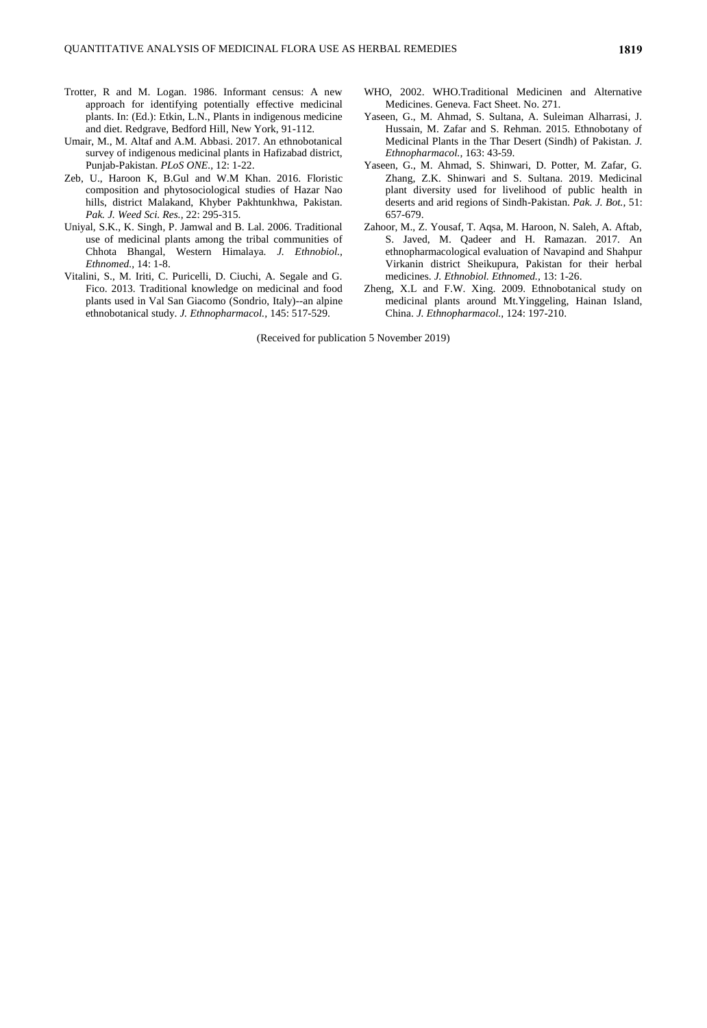Trotter, R and M. Logan. 1986. Informant census: A new approach for identifying potentially effective medicinal plants. In: (Ed.): Etkin, L.N., Plants in indigenous medicine and diet. Redgrave, Bedford Hill, New York, 91-112.

Umair, M., M. Altaf and A.M. Abbasi. 2017. An ethnobotanical survey of indigenous medicinal plants in Hafizabad district, Punjab-Pakistan. *PLoS ONE.*, 12: 1-22.

Zeb, U., Haroon K, B.Gul and W.M Khan. 2016. Floristic composition and phytosociological studies of Hazar Nao hills, district Malakand, Khyber Pakhtunkhwa, Pakistan. *Pak. J. Weed Sci. Res.*, 22: 295-315.

Uniyal, S.K., K. Singh, P. Jamwal and B. Lal. 2006. Traditional use of medicinal plants among the tribal communities of Chhota Bhangal, Western Himalaya. *J. Ethnobiol., Ethnomed.*, 14: 1-8.

Vitalini, S., M. Iriti, C. Puricelli, D. Ciuchi, A. Segale and G. Fico. 2013. Traditional knowledge on medicinal and food plants used in Val San Giacomo (Sondrio, Italy)--an alpine ethnobotanical study. *J. Ethnopharmacol.*, 145: 517-529.

WHO, 2002. WHO.Traditional Medicinen and Alternative Medicines. Geneva. Fact Sheet. No. 271.

Yaseen, G., M. Ahmad, S. Sultana, A. Suleiman Alharrasi, J. Hussain, M. Zafar and S. Rehman. 2015. Ethnobotany of Medicinal Plants in the Thar Desert (Sindh) of Pakistan. *J. Ethnopharmacol.*, 163: 43-59.

Yaseen, G., M. Ahmad, S. Shinwari, D. Potter, M. Zafar, G. Zhang, Z.K. Shinwari and S. Sultana. 2019. Medicinal plant diversity used for livelihood of public health in deserts and arid regions of Sindh-Pakistan. *Pak. J. Bot.*, 51: 657-679.

Zahoor, M., Z. Yousaf, T. Aqsa, M. Haroon, N. Saleh, A. Aftab, S. Javed, M. Qadeer and H. Ramazan. 2017. An ethnopharmacological evaluation of Navapind and Shahpur Virkanin district Sheikupura, Pakistan for their herbal medicines. *J. Ethnobiol. Ethnomed.*, 13: 1-26.

Zheng, X.L and F.W. Xing. 2009. Ethnobotanical study on medicinal plants around Mt.Yinggeling, Hainan Island, China. *J. Ethnopharmacol.*, 124: 197-210.

(Received for publication 5 November 2019)